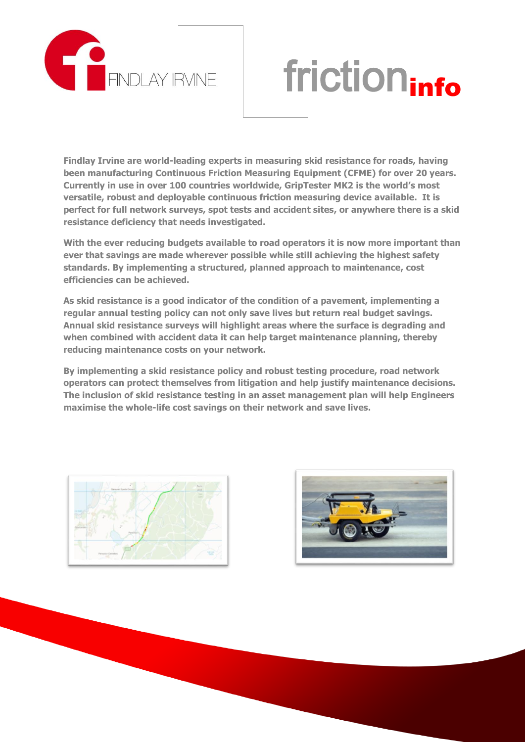FINDLAY IRVINE

# friction info

**Findlay Irvine are world-leading experts in measuring skid resistance for roads, having been manufacturing Continuous Friction Measuring Equipment (CFME) for over 20 years. Currently in use in over 100 countries worldwide, GripTester MK2 is the world's most versatile, robust and deployable continuous friction measuring device available. It is perfect for full network surveys, spot tests and accident sites, or anywhere there is a skid resistance deficiency that needs investigated.**

**With the ever reducing budgets available to road operators it is now more important than ever that savings are made wherever possible while still achieving the highest safety standards. By implementing a structured, planned approach to maintenance, cost efficiencies can be achieved.**

**As skid resistance is a good indicator of the condition of a pavement, implementing a regular annual testing policy can not only save lives but return real budget savings. Annual skid resistance surveys will highlight areas where the surface is degrading and when combined with accident data it can help target maintenance planning, thereby reducing maintenance costs on your network.**

**By implementing a skid resistance policy and robust testing procedure, road network operators can protect themselves from litigation and help justify maintenance decisions. The inclusion of skid resistance testing in an asset management plan will help Engineers maximise the whole-life cost savings on their network and save lives.**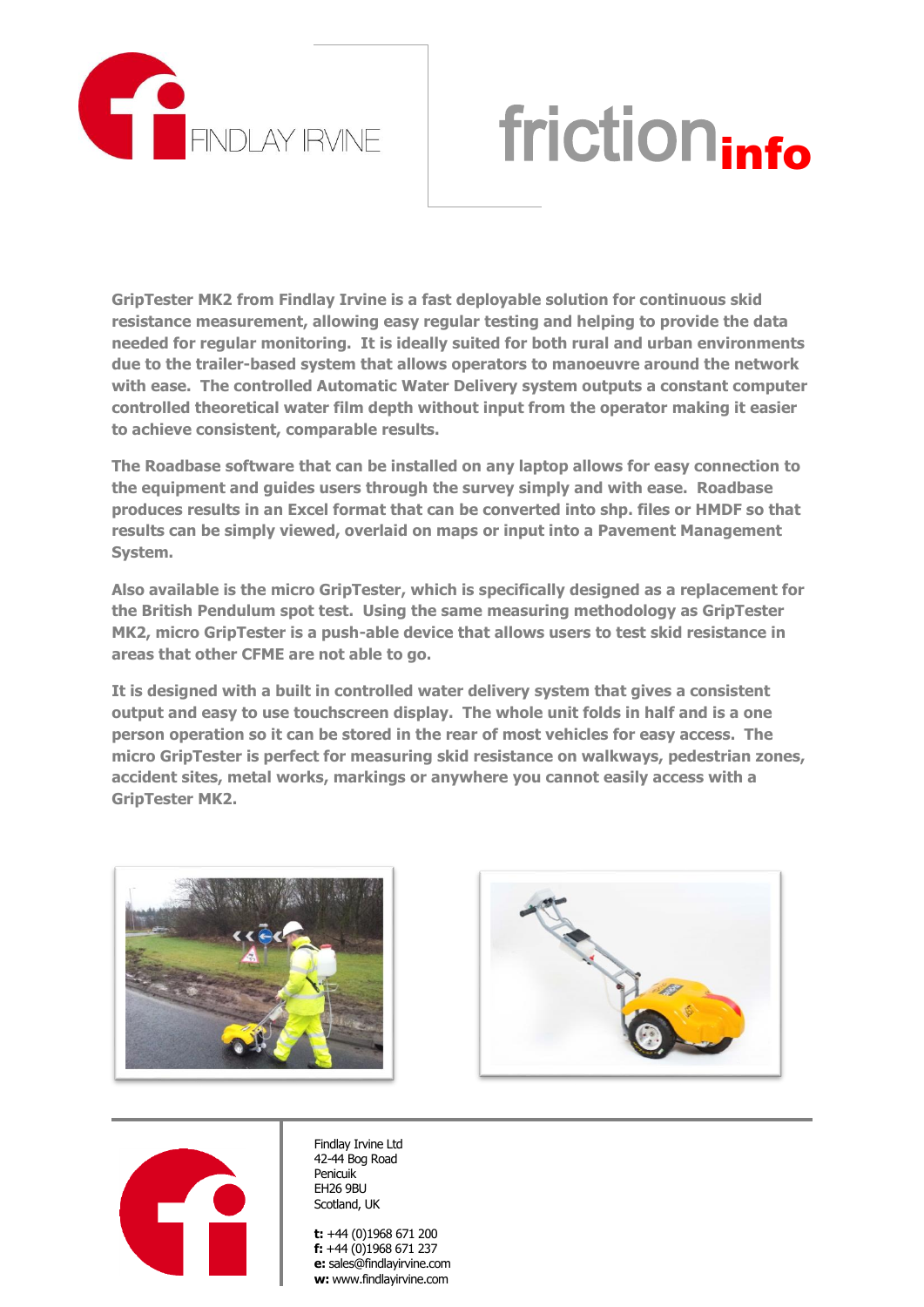FINDLAY IRVINE

# friction info

**GripTester MK2 from Findlay Irvine is a fast deployable solution for continuous skid resistance measurement, allowing easy regular testing and helping to provide the data needed for regular monitoring. It is ideally suited for both rural and urban environments due to the trailer-based system that allows operators to manoeuvre around the network with ease. The controlled Automatic Water Delivery system outputs a constant computer controlled theoretical water film depth without input from the operator making it easier to achieve consistent, comparable results.**

**The Roadbase software that can be installed on any laptop allows for easy connection to the equipment and guides users through the survey simply and with ease. Roadbase produces results in an Excel format that can be converted into shp. files or HMDF so that results can be simply viewed, overlaid on maps or input into a Pavement Management System.**

**Also available is the micro GripTester, which is specifically designed as a replacement for the British Pendulum spot test. Using the same measuring methodology as GripTester MK2, micro GripTester is a push-able device that allows users to test skid resistance in areas that other CFME are not able to go.**

**It is designed with a built in controlled water delivery system that gives a consistent output and easy to use touchscreen display. The whole unit folds in half and is a one person operation so it can be stored in the rear of most vehicles for easy access. The micro GripTester is perfect for measuring skid resistance on walkways, pedestrian zones, accident sites, metal works, markings or anywhere you cannot easily access with a GripTester MK2.**

Findlay Irvine Ltd
42-44 Bog Road
Penicuik
EH26 9BU
Scotland, UK

**t:** +44 (0)1968 671 200
**f:** +44 (0)1968 671 237
**e:** sales@findlayirvine.com
**w:** www.findlayirvine.com